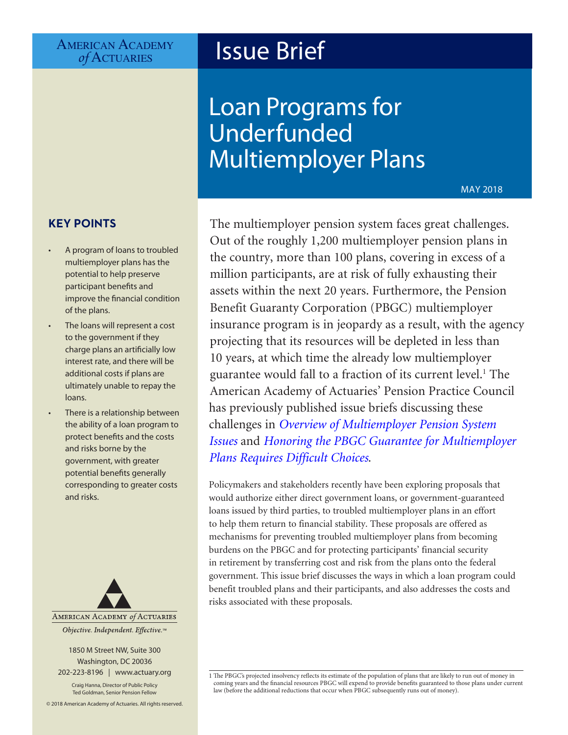American Academy of Actuaries

# Issue Brief

# Loan Programs for Underfunded Multiemployer Plans

MAY 2018

## KEY POINTS

- A program of loans to troubled multiemployer plans has the potential to help preserve participant benefits and improve the financial condition of the plans.
- The loans will represent a cost to the government if they charge plans an artificially low interest rate, and there will be additional costs if plans are ultimately unable to repay the loans.
- There is a relationship between the ability of a loan program to protect benefits and the costs and risks borne by the government, with greater potential benefits generally corresponding to greater costs and risks.

American Academy of Actuaries
*Objective. Independent. Effective.*™

1850 M Street NW, Suite 300
Washington, DC 20036
202-223-8196 | www.actuary.org

Craig Hanna, Director of Public Policy
Ted Goldman, Senior Pension Fellow

© 2018 American Academy of Actuaries. All rights reserved.

The multiemployer pension system faces great challenges. Out of the roughly 1,200 multiemployer pension plans in the country, more than 100 plans, covering in excess of a million participants, are at risk of fully exhausting their assets within the next 20 years. Furthermore, the Pension Benefit Guaranty Corporation (PBGC) multiemployer insurance program is in jeopardy as a result, with the agency projecting that its resources will be depleted in less than 10 years, at which time the already low multiemployer guarantee would fall to a fraction of its current level.[1] The American Academy of Actuaries' Pension Practice Council has previously published issue briefs discussing these challenges in *Overview of Multiemployer Pension System Issues* and *Honoring the PBGC Guarantee for Multiemployer Plans Requires Difficult Choices*.

Policymakers and stakeholders recently have been exploring proposals that would authorize either direct government loans, or government-guaranteed loans issued by third parties, to troubled multiemployer plans in an effort to help them return to financial stability. These proposals are offered as mechanisms for preventing troubled multiemployer plans from becoming burdens on the PBGC and for protecting participants' financial security in retirement by transferring cost and risk from the plans onto the federal government. This issue brief discusses the ways in which a loan program could benefit troubled plans and their participants, and also addresses the costs and risks associated with these proposals.

[1] The PBGC's projected insolvency reflects its estimate of the population of plans that are likely to run out of money in coming years and the financial resources PBGC will expend to provide benefits guaranteed to those plans under current law (before the additional reductions that occur when PBGC subsequently runs out of money).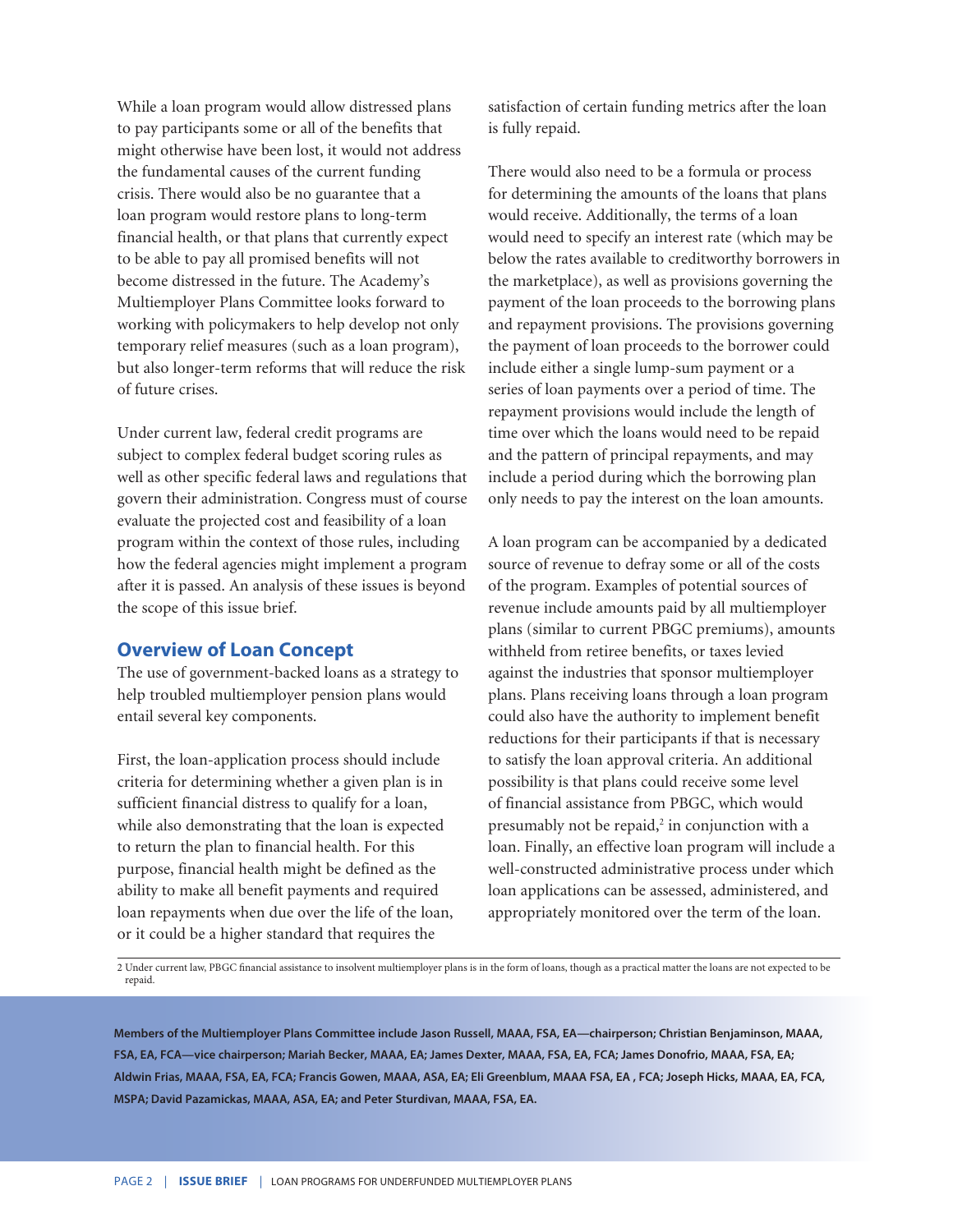While a loan program would allow distressed plans to pay participants some or all of the benefits that might otherwise have been lost, it would not address the fundamental causes of the current funding crisis. There would also be no guarantee that a loan program would restore plans to long-term financial health, or that plans that currently expect to be able to pay all promised benefits will not become distressed in the future. The Academy's Multiemployer Plans Committee looks forward to working with policymakers to help develop not only temporary relief measures (such as a loan program), but also longer-term reforms that will reduce the risk of future crises.

Under current law, federal credit programs are subject to complex federal budget scoring rules as well as other specific federal laws and regulations that govern their administration. Congress must of course evaluate the projected cost and feasibility of a loan program within the context of those rules, including how the federal agencies might implement a program after it is passed. An analysis of these issues is beyond the scope of this issue brief.

## Overview of Loan Concept

The use of government-backed loans as a strategy to help troubled multiemployer pension plans would entail several key components.

First, the loan-application process should include criteria for determining whether a given plan is in sufficient financial distress to qualify for a loan, while also demonstrating that the loan is expected to return the plan to financial health. For this purpose, financial health might be defined as the ability to make all benefit payments and required loan repayments when due over the life of the loan, or it could be a higher standard that requires the satisfaction of certain funding metrics after the loan is fully repaid.

There would also need to be a formula or process for determining the amounts of the loans that plans would receive. Additionally, the terms of a loan would need to specify an interest rate (which may be below the rates available to creditworthy borrowers in the marketplace), as well as provisions governing the payment of the loan proceeds to the borrowing plans and repayment provisions. The provisions governing the payment of loan proceeds to the borrower could include either a single lump-sum payment or a series of loan payments over a period of time. The repayment provisions would include the length of time over which the loans would need to be repaid and the pattern of principal repayments, and may include a period during which the borrowing plan only needs to pay the interest on the loan amounts.

A loan program can be accompanied by a dedicated source of revenue to defray some or all of the costs of the program. Examples of potential sources of revenue include amounts paid by all multiemployer plans (similar to current PBGC premiums), amounts withheld from retiree benefits, or taxes levied against the industries that sponsor multiemployer plans. Plans receiving loans through a loan program could also have the authority to implement benefit reductions for their participants if that is necessary to satisfy the loan approval criteria. An additional possibility is that plans could receive some level of financial assistance from PBGC, which would presumably not be repaid,[2] in conjunction with a loan. Finally, an effective loan program will include a well-constructed administrative process under which loan applications can be assessed, administered, and appropriately monitored over the term of the loan.

[2] Under current law, PBGC financial assistance to insolvent multiemployer plans is in the form of loans, though as a practical matter the loans are not expected to be repaid.

**Members of the Multiemployer Plans Committee include Jason Russell, MAAA, FSA, EA—chairperson; Christian Benjaminson, MAAA, FSA, EA, FCA—vice chairperson; Mariah Becker, MAAA, EA; James Dexter, MAAA, FSA, EA, FCA; James Donofrio, MAAA, FSA, EA; Aldwin Frias, MAAA, FSA, EA, FCA; Francis Gowen, MAAA, ASA, EA; Eli Greenblum, MAAA FSA, EA , FCA; Joseph Hicks, MAAA, EA, FCA, MSPA; David Pazamickas, MAAA, ASA, EA; and Peter Sturdivan, MAAA, FSA, EA.**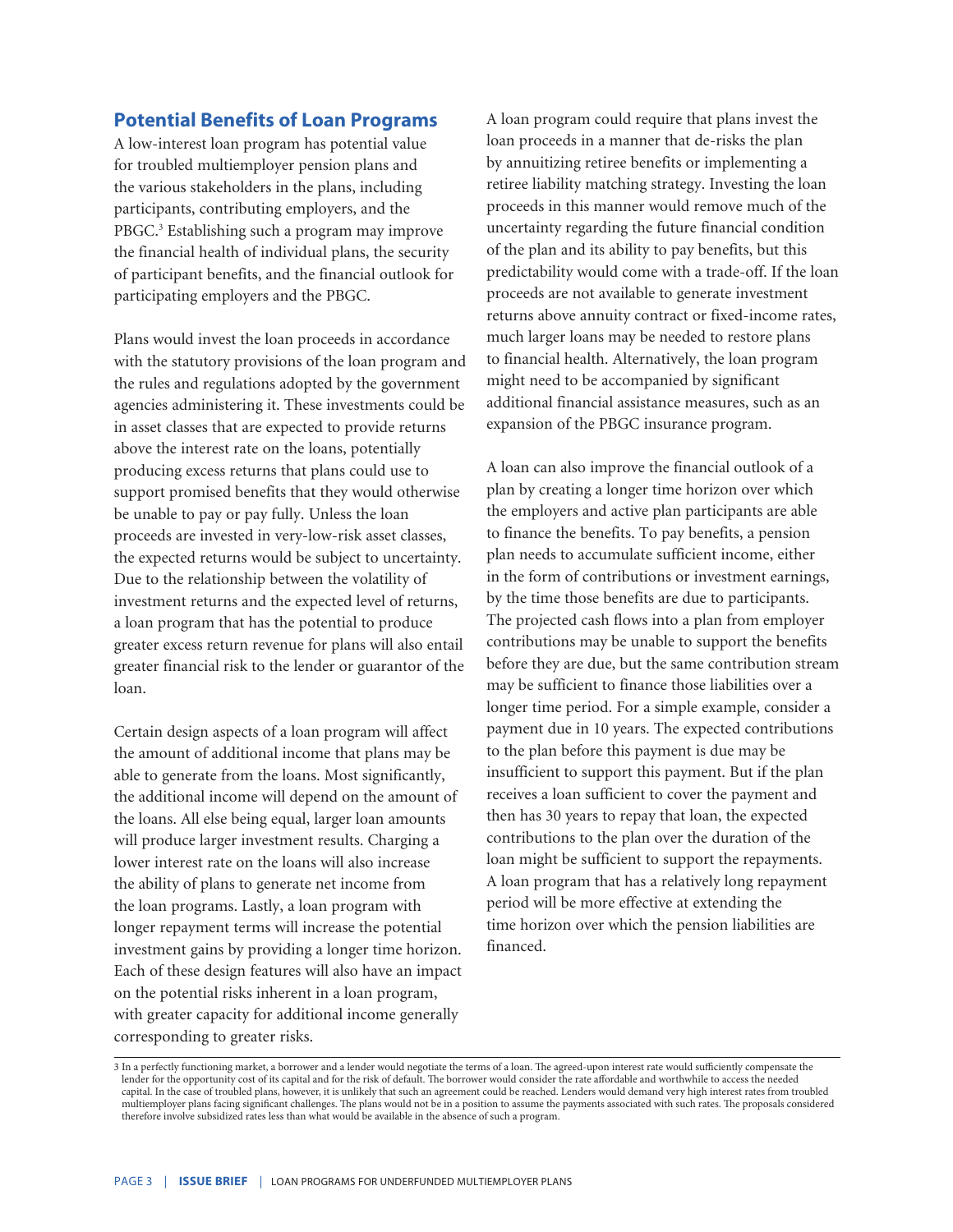## Potential Benefits of Loan Programs

A low-interest loan program has potential value for troubled multiemployer pension plans and the various stakeholders in the plans, including participants, contributing employers, and the PBGC.[3] Establishing such a program may improve the financial health of individual plans, the security of participant benefits, and the financial outlook for participating employers and the PBGC.

Plans would invest the loan proceeds in accordance with the statutory provisions of the loan program and the rules and regulations adopted by the government agencies administering it. These investments could be in asset classes that are expected to provide returns above the interest rate on the loans, potentially producing excess returns that plans could use to support promised benefits that they would otherwise be unable to pay or pay fully. Unless the loan proceeds are invested in very-low-risk asset classes, the expected returns would be subject to uncertainty. Due to the relationship between the volatility of investment returns and the expected level of returns, a loan program that has the potential to produce greater excess return revenue for plans will also entail greater financial risk to the lender or guarantor of the loan.

Certain design aspects of a loan program will affect the amount of additional income that plans may be able to generate from the loans. Most significantly, the additional income will depend on the amount of the loans. All else being equal, larger loan amounts will produce larger investment results. Charging a lower interest rate on the loans will also increase the ability of plans to generate net income from the loan programs. Lastly, a loan program with longer repayment terms will increase the potential investment gains by providing a longer time horizon. Each of these design features will also have an impact on the potential risks inherent in a loan program, with greater capacity for additional income generally corresponding to greater risks.

A loan program could require that plans invest the loan proceeds in a manner that de-risks the plan by annuitizing retiree benefits or implementing a retiree liability matching strategy. Investing the loan proceeds in this manner would remove much of the uncertainty regarding the future financial condition of the plan and its ability to pay benefits, but this predictability would come with a trade-off. If the loan proceeds are not available to generate investment returns above annuity contract or fixed-income rates, much larger loans may be needed to restore plans to financial health. Alternatively, the loan program might need to be accompanied by significant additional financial assistance measures, such as an expansion of the PBGC insurance program.

A loan can also improve the financial outlook of a plan by creating a longer time horizon over which the employers and active plan participants are able to finance the benefits. To pay benefits, a pension plan needs to accumulate sufficient income, either in the form of contributions or investment earnings, by the time those benefits are due to participants. The projected cash flows into a plan from employer contributions may be unable to support the benefits before they are due, but the same contribution stream may be sufficient to finance those liabilities over a longer time period. For a simple example, consider a payment due in 10 years. The expected contributions to the plan before this payment is due may be insufficient to support this payment. But if the plan receives a loan sufficient to cover the payment and then has 30 years to repay that loan, the expected contributions to the plan over the duration of the loan might be sufficient to support the repayments. A loan program that has a relatively long repayment period will be more effective at extending the time horizon over which the pension liabilities are financed.

---

[3] In a perfectly functioning market, a borrower and a lender would negotiate the terms of a loan. The agreed-upon interest rate would sufficiently compensate the lender for the opportunity cost of its capital and for the risk of default. The borrower would consider the rate affordable and worthwhile to access the needed capital. In the case of troubled plans, however, it is unlikely that such an agreement could be reached. Lenders would demand very high interest rates from troubled multiemployer plans facing significant challenges. The plans would not be in a position to assume the payments associated with such rates. The proposals considered therefore involve subsidized rates less than what would be available in the absence of such a program.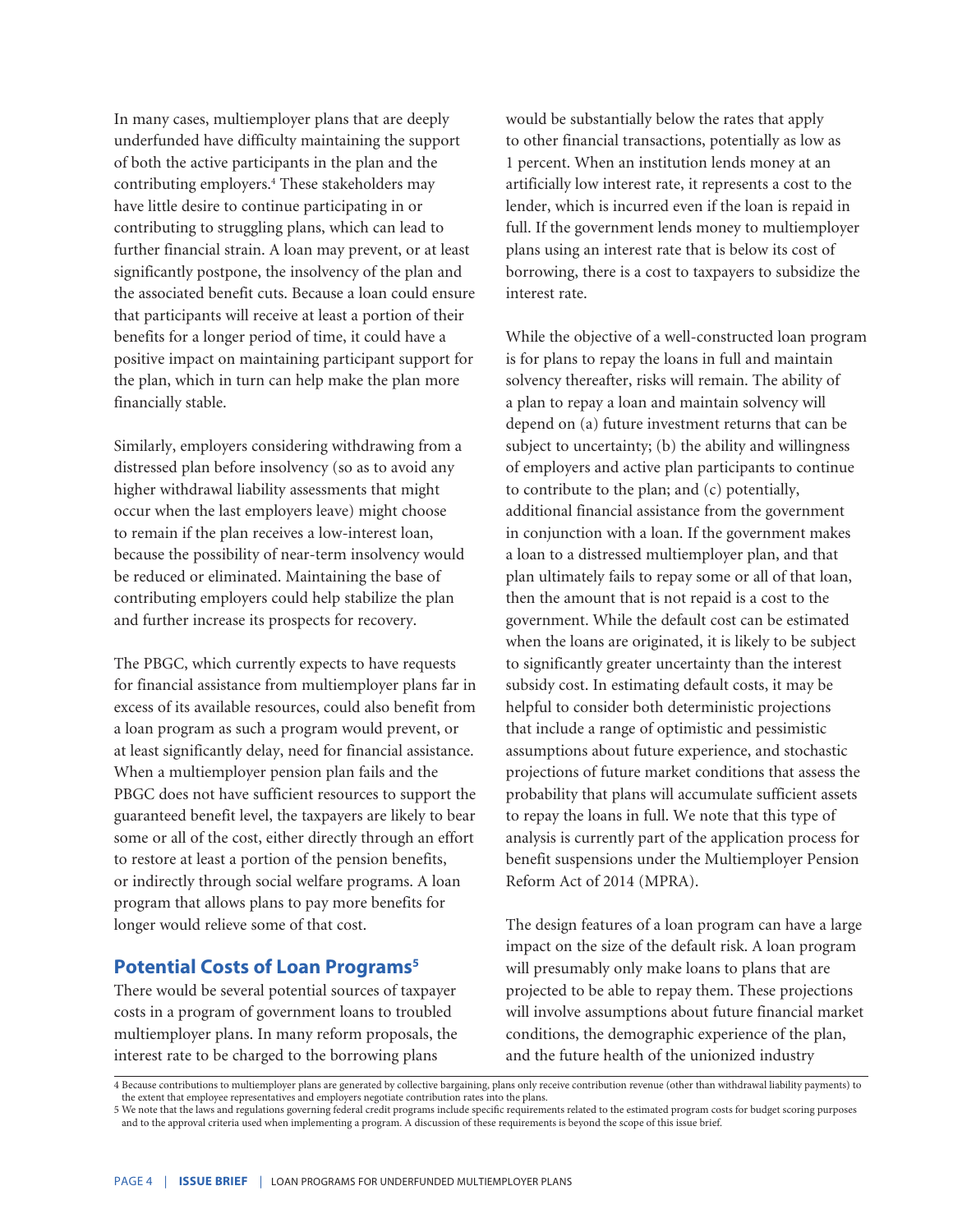In many cases, multiemployer plans that are deeply underfunded have difficulty maintaining the support of both the active participants in the plan and the contributing employers.[4] These stakeholders may have little desire to continue participating in or contributing to struggling plans, which can lead to further financial strain. A loan may prevent, or at least significantly postpone, the insolvency of the plan and the associated benefit cuts. Because a loan could ensure that participants will receive at least a portion of their benefits for a longer period of time, it could have a positive impact on maintaining participant support for the plan, which in turn can help make the plan more financially stable.

Similarly, employers considering withdrawing from a distressed plan before insolvency (so as to avoid any higher withdrawal liability assessments that might occur when the last employers leave) might choose to remain if the plan receives a low-interest loan, because the possibility of near-term insolvency would be reduced or eliminated. Maintaining the base of contributing employers could help stabilize the plan and further increase its prospects for recovery.

The PBGC, which currently expects to have requests for financial assistance from multiemployer plans far in excess of its available resources, could also benefit from a loan program as such a program would prevent, or at least significantly delay, need for financial assistance. When a multiemployer pension plan fails and the PBGC does not have sufficient resources to support the guaranteed benefit level, the taxpayers are likely to bear some or all of the cost, either directly through an effort to restore at least a portion of the pension benefits, or indirectly through social welfare programs. A loan program that allows plans to pay more benefits for longer would relieve some of that cost.

## Potential Costs of Loan Programs[5]

There would be several potential sources of taxpayer costs in a program of government loans to troubled multiemployer plans. In many reform proposals, the interest rate to be charged to the borrowing plans would be substantially below the rates that apply to other financial transactions, potentially as low as 1 percent. When an institution lends money at an artificially low interest rate, it represents a cost to the lender, which is incurred even if the loan is repaid in full. If the government lends money to multiemployer plans using an interest rate that is below its cost of borrowing, there is a cost to taxpayers to subsidize the interest rate.

While the objective of a well-constructed loan program is for plans to repay the loans in full and maintain solvency thereafter, risks will remain. The ability of a plan to repay a loan and maintain solvency will depend on (a) future investment returns that can be subject to uncertainty; (b) the ability and willingness of employers and active plan participants to continue to contribute to the plan; and (c) potentially, additional financial assistance from the government in conjunction with a loan. If the government makes a loan to a distressed multiemployer plan, and that plan ultimately fails to repay some or all of that loan, then the amount that is not repaid is a cost to the government. While the default cost can be estimated when the loans are originated, it is likely to be subject to significantly greater uncertainty than the interest subsidy cost. In estimating default costs, it may be helpful to consider both deterministic projections that include a range of optimistic and pessimistic assumptions about future experience, and stochastic projections of future market conditions that assess the probability that plans will accumulate sufficient assets to repay the loans in full. We note that this type of analysis is currently part of the application process for benefit suspensions under the Multiemployer Pension Reform Act of 2014 (MPRA).

The design features of a loan program can have a large impact on the size of the default risk. A loan program will presumably only make loans to plans that are projected to be able to repay them. These projections will involve assumptions about future financial market conditions, the demographic experience of the plan, and the future health of the unionized industry

4 Because contributions to multiemployer plans are generated by collective bargaining, plans only receive contribution revenue (other than withdrawal liability payments) to the extent that employee representatives and employers negotiate contribution rates into the plans.

5 We note that the laws and regulations governing federal credit programs include specific requirements related to the estimated program costs for budget scoring purposes and to the approval criteria used when implementing a program. A discussion of these requirements is beyond the scope of this issue brief.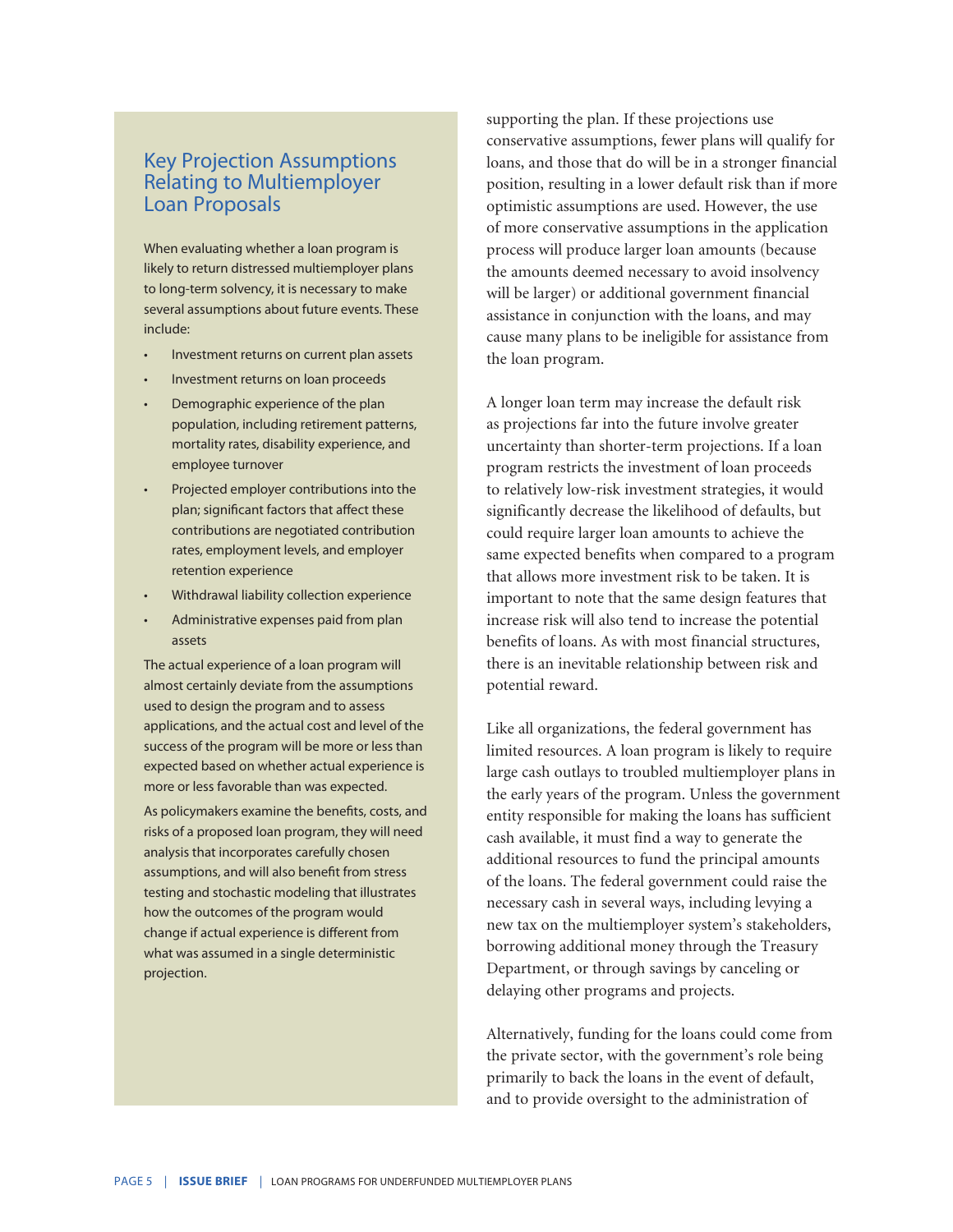## Key Projection Assumptions Relating to Multiemployer Loan Proposals

When evaluating whether a loan program is likely to return distressed multiemployer plans to long-term solvency, it is necessary to make several assumptions about future events. These include:

- Investment returns on current plan assets
- Investment returns on loan proceeds
- Demographic experience of the plan population, including retirement patterns, mortality rates, disability experience, and employee turnover
- Projected employer contributions into the plan; significant factors that affect these contributions are negotiated contribution rates, employment levels, and employer retention experience
- Withdrawal liability collection experience
- Administrative expenses paid from plan assets

The actual experience of a loan program will almost certainly deviate from the assumptions used to design the program and to assess applications, and the actual cost and level of the success of the program will be more or less than expected based on whether actual experience is more or less favorable than was expected.

As policymakers examine the benefits, costs, and risks of a proposed loan program, they will need analysis that incorporates carefully chosen assumptions, and will also benefit from stress testing and stochastic modeling that illustrates how the outcomes of the program would change if actual experience is different from what was assumed in a single deterministic projection.

supporting the plan. If these projections use conservative assumptions, fewer plans will qualify for loans, and those that do will be in a stronger financial position, resulting in a lower default risk than if more optimistic assumptions are used. However, the use of more conservative assumptions in the application process will produce larger loan amounts (because the amounts deemed necessary to avoid insolvency will be larger) or additional government financial assistance in conjunction with the loans, and may cause many plans to be ineligible for assistance from the loan program.

A longer loan term may increase the default risk as projections far into the future involve greater uncertainty than shorter-term projections. If a loan program restricts the investment of loan proceeds to relatively low-risk investment strategies, it would significantly decrease the likelihood of defaults, but could require larger loan amounts to achieve the same expected benefits when compared to a program that allows more investment risk to be taken. It is important to note that the same design features that increase risk will also tend to increase the potential benefits of loans. As with most financial structures, there is an inevitable relationship between risk and potential reward.

Like all organizations, the federal government has limited resources. A loan program is likely to require large cash outlays to troubled multiemployer plans in the early years of the program. Unless the government entity responsible for making the loans has sufficient cash available, it must find a way to generate the additional resources to fund the principal amounts of the loans. The federal government could raise the necessary cash in several ways, including levying a new tax on the multiemployer system's stakeholders, borrowing additional money through the Treasury Department, or through savings by canceling or delaying other programs and projects.

Alternatively, funding for the loans could come from the private sector, with the government's role being primarily to back the loans in the event of default, and to provide oversight to the administration of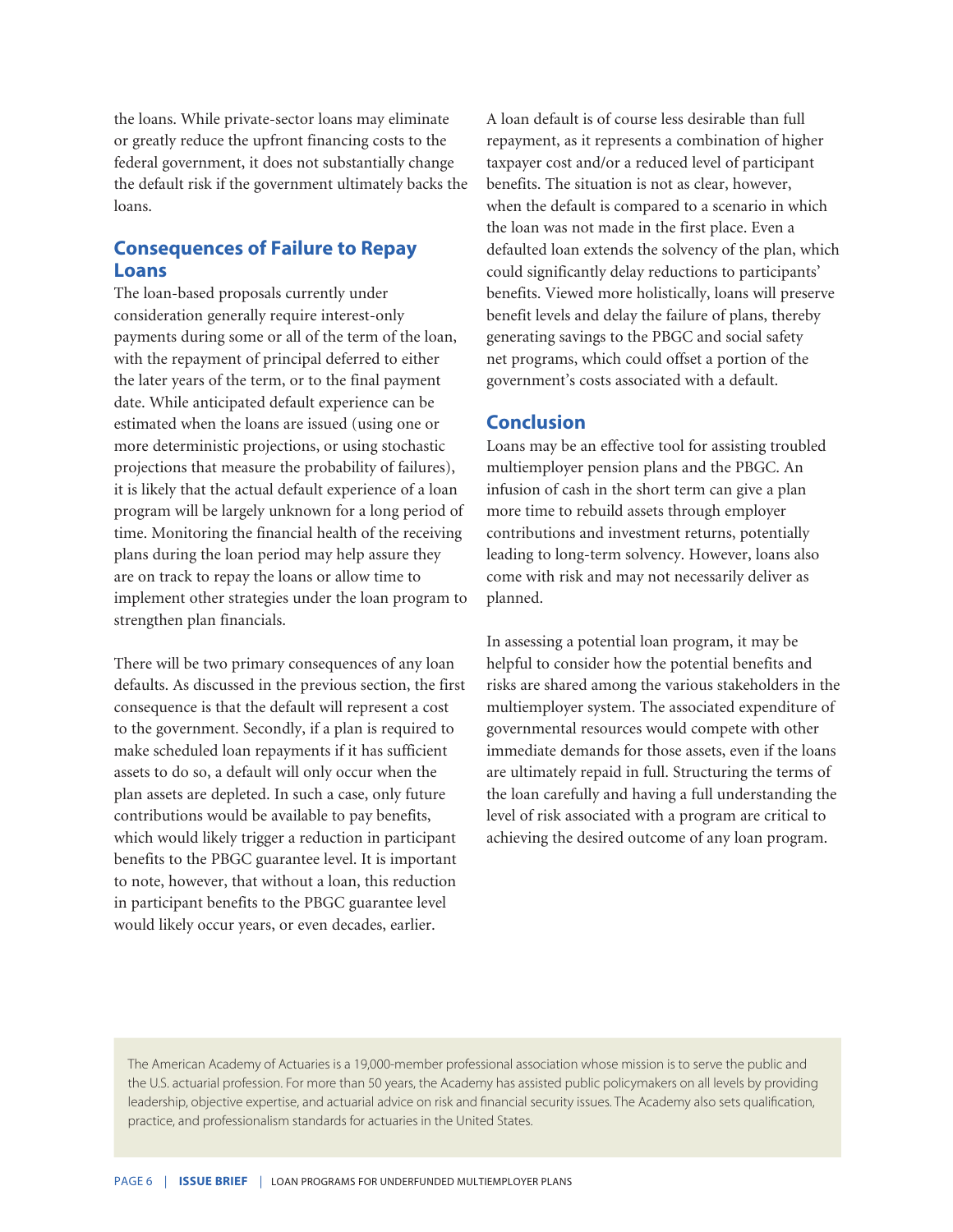the loans. While private-sector loans may eliminate or greatly reduce the upfront financing costs to the federal government, it does not substantially change the default risk if the government ultimately backs the loans.

## Consequences of Failure to Repay Loans

The loan-based proposals currently under consideration generally require interest-only payments during some or all of the term of the loan, with the repayment of principal deferred to either the later years of the term, or to the final payment date. While anticipated default experience can be estimated when the loans are issued (using one or more deterministic projections, or using stochastic projections that measure the probability of failures), it is likely that the actual default experience of a loan program will be largely unknown for a long period of time. Monitoring the financial health of the receiving plans during the loan period may help assure they are on track to repay the loans or allow time to implement other strategies under the loan program to strengthen plan financials.

There will be two primary consequences of any loan defaults. As discussed in the previous section, the first consequence is that the default will represent a cost to the government. Secondly, if a plan is required to make scheduled loan repayments if it has sufficient assets to do so, a default will only occur when the plan assets are depleted. In such a case, only future contributions would be available to pay benefits, which would likely trigger a reduction in participant benefits to the PBGC guarantee level. It is important to note, however, that without a loan, this reduction in participant benefits to the PBGC guarantee level would likely occur years, or even decades, earlier.

A loan default is of course less desirable than full repayment, as it represents a combination of higher taxpayer cost and/or a reduced level of participant benefits. The situation is not as clear, however, when the default is compared to a scenario in which the loan was not made in the first place. Even a defaulted loan extends the solvency of the plan, which could significantly delay reductions to participants' benefits. Viewed more holistically, loans will preserve benefit levels and delay the failure of plans, thereby generating savings to the PBGC and social safety net programs, which could offset a portion of the government's costs associated with a default.

## Conclusion

Loans may be an effective tool for assisting troubled multiemployer pension plans and the PBGC. An infusion of cash in the short term can give a plan more time to rebuild assets through employer contributions and investment returns, potentially leading to long-term solvency. However, loans also come with risk and may not necessarily deliver as planned.

In assessing a potential loan program, it may be helpful to consider how the potential benefits and risks are shared among the various stakeholders in the multiemployer system. The associated expenditure of governmental resources would compete with other immediate demands for those assets, even if the loans are ultimately repaid in full. Structuring the terms of the loan carefully and having a full understanding the level of risk associated with a program are critical to achieving the desired outcome of any loan program.

The American Academy of Actuaries is a 19,000-member professional association whose mission is to serve the public and the U.S. actuarial profession. For more than 50 years, the Academy has assisted public policymakers on all levels by providing leadership, objective expertise, and actuarial advice on risk and financial security issues. The Academy also sets qualification, practice, and professionalism standards for actuaries in the United States.